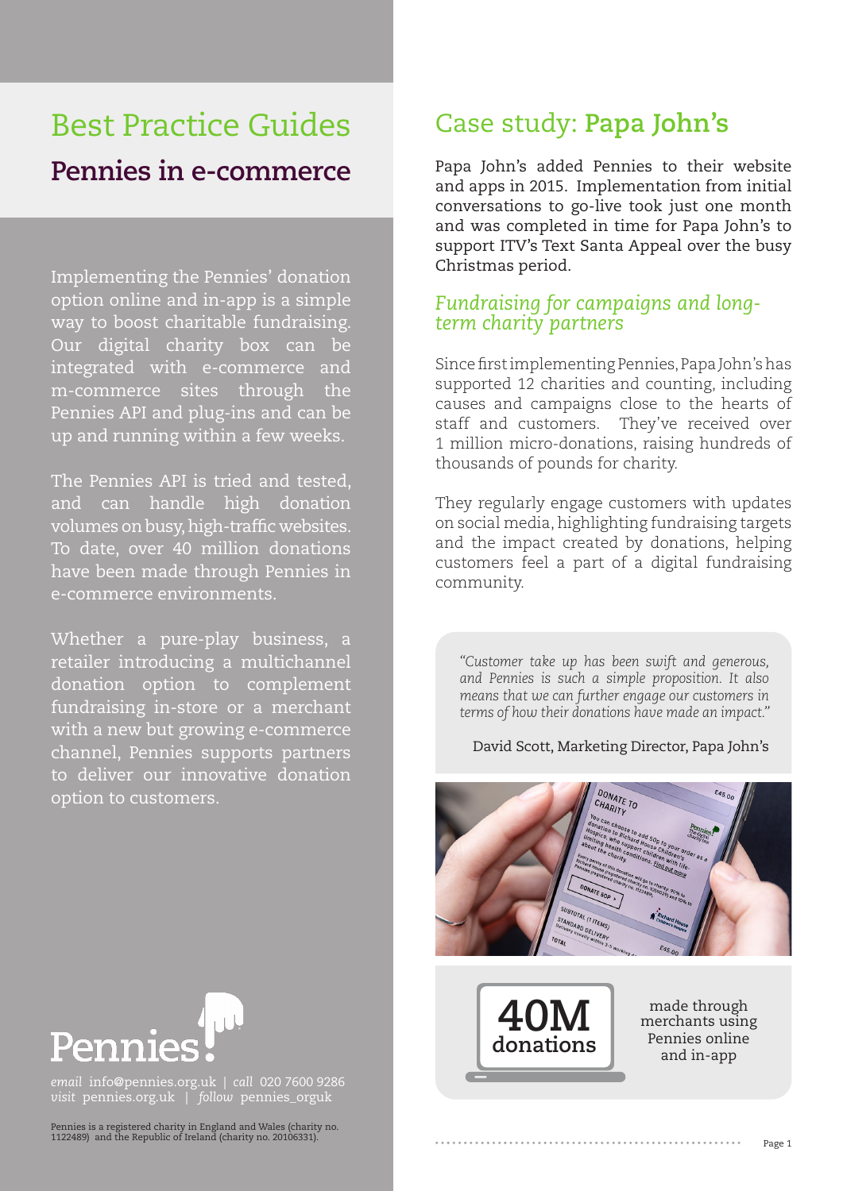# Best Practice Guides

## Pennies in e-commerce

Implementing the Pennies' donation option online and in-app is a simple way to boost charitable fundraising. Our digital charity box can be integrated with e-commerce and m-commerce sites through the Pennies API and plug-ins and can be up and running within a few weeks.

The Pennies API is tried and tested, and can handle high donation volumes on busy, high-traffic websites. To date, over 40 million donations have been made through Pennies in e-commerce environments.

Whether a pure-play business, a retailer introducing a multichannel donation option to complement fundraising in-store or a merchant with a new but growing e-commerce channel, Pennies supports partners to deliver our innovative donation option to customers.

Pennies

*email* info@pennies.org.uk | *call* 020 7600 9286
*visit* pennies.org.uk | *follow* pennies_orguk

Pennies is a registered charity in England and Wales (charity no. 1122489) and the Republic of Ireland (charity no. 20106331).

## Case study: **Papa John's**

Papa John's added Pennies to their website and apps in 2015. Implementation from initial conversations to go-live took just one month and was completed in time for Papa John's to support ITV's Text Santa Appeal over the busy Christmas period.

### *Fundraising for campaigns and long-term charity partners*

Since first implementing Pennies, Papa John's has supported 12 charities and counting, including causes and campaigns close to the hearts of staff and customers. They've received over 1 million micro-donations, raising hundreds of thousands of pounds for charity.

They regularly engage customers with updates on social media, highlighting fundraising targets and the impact created by donations, helping customers feel a part of a digital fundraising community.

> *"Customer take up has been swift and generous, and Pennies is such a simple proposition. It also means that we can further engage our customers in terms of how their donations have made an impact."*
>
> David Scott, Marketing Director, Papa John's

**40M donations** made through merchants using Pennies online and in-app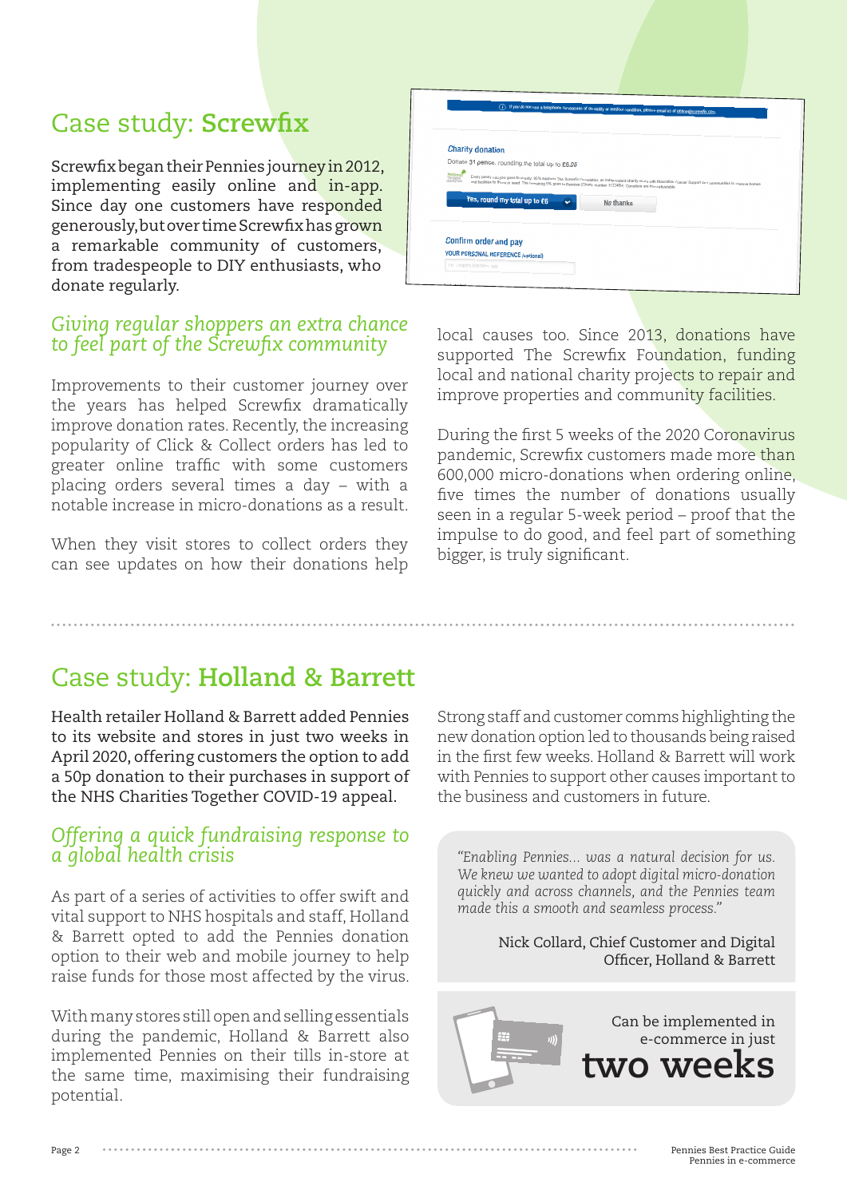## Case study: **Screwfix**

Screwfix began their Pennies journey in 2012, implementing easily online and in-app. Since day one customers have responded generously, but over time Screwfix has grown a remarkable community of customers, from tradespeople to DIY enthusiasts, who donate regularly.

### *Giving regular shoppers an extra chance to feel part of the Screwfix community*

Improvements to their customer journey over the years has helped Screwfix dramatically improve donation rates. Recently, the increasing popularity of Click & Collect orders has led to greater online traffic with some customers placing orders several times a day – with a notable increase in micro-donations as a result.

When they visit stores to collect orders they can see updates on how their donations help local causes too. Since 2013, donations have supported The Screwfix Foundation, funding local and national charity projects to repair and improve properties and community facilities.

During the first 5 weeks of the 2020 Coronavirus pandemic, Screwfix customers made more than 600,000 micro-donations when ordering online, five times the number of donations usually seen in a regular 5-week period – proof that the impulse to do good, and feel part of something bigger, is truly significant.

## Case study: **Holland & Barrett**

Health retailer Holland & Barrett added Pennies to its website and stores in just two weeks in April 2020, offering customers the option to add a 50p donation to their purchases in support of the NHS Charities Together COVID-19 appeal.

### *Offering a quick fundraising response to a global health crisis*

As part of a series of activities to offer swift and vital support to NHS hospitals and staff, Holland & Barrett opted to add the Pennies donation option to their web and mobile journey to help raise funds for those most affected by the virus.

With many stores still open and selling essentials during the pandemic, Holland & Barrett also implemented Pennies on their tills in-store at the same time, maximising their fundraising potential.

Strong staff and customer comms highlighting the new donation option led to thousands being raised in the first few weeks. Holland & Barrett will work with Pennies to support other causes important to the business and customers in future.

> *"Enabling Pennies... was a natural decision for us. We knew we wanted to adopt digital micro-donation quickly and across channels, and the Pennies team made this a smooth and seamless process."*
>
> Nick Collard, Chief Customer and Digital Officer, Holland & Barrett

Can be implemented in e-commerce in just **two weeks**